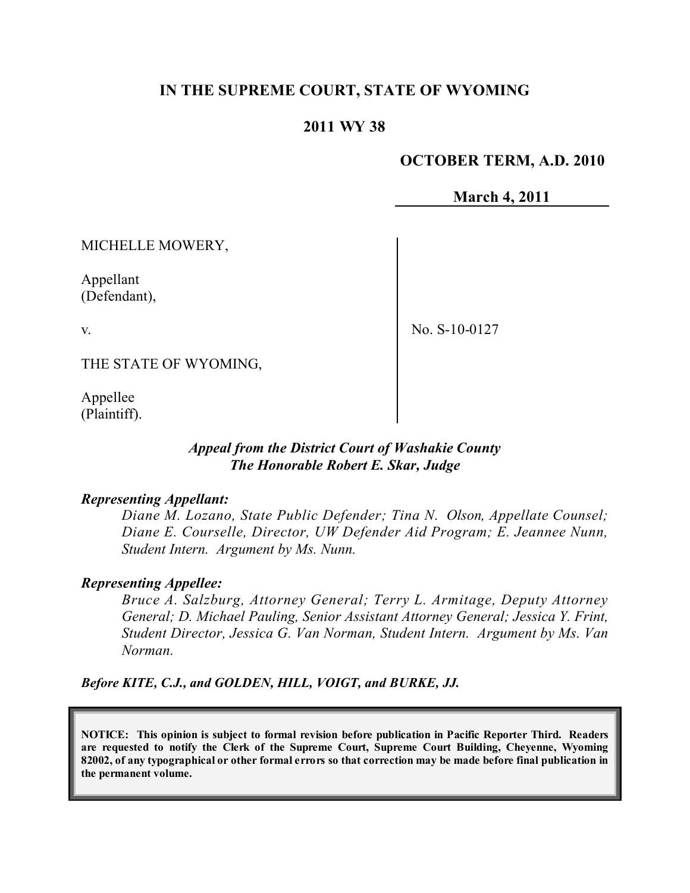**IN THE SUPREME COURT, STATE OF WYOMING**

**2011 WY 38**

**OCTOBER TERM, A.D. 2010**

**March 4, 2011**

MICHELLE MOWERY,

Appellant
(Defendant),

v.

THE STATE OF WYOMING,

Appellee
(Plaintiff).

No. S-10-0127

***Appeal from the District Court of Washakie County***
***The Honorable Robert E. Skar, Judge***

***Representing Appellant:***

*Diane M. Lozano, State Public Defender; Tina N. Olson, Appellate Counsel; Diane E. Courselle, Director, UW Defender Aid Program; E. Jeannee Nunn, Student Intern. Argument by Ms. Nunn.*

***Representing Appellee:***

*Bruce A. Salzburg, Attorney General; Terry L. Armitage, Deputy Attorney General; D. Michael Pauling, Senior Assistant Attorney General; Jessica Y. Frint, Student Director, Jessica G. Van Norman, Student Intern. Argument by Ms. Van Norman.*

***Before KITE, C.J., and GOLDEN, HILL, VOIGT, and BURKE, JJ.***

**NOTICE: This opinion is subject to formal revision before publication in Pacific Reporter Third. Readers are requested to notify the Clerk of the Supreme Court, Supreme Court Building, Cheyenne, Wyoming 82002, of any typographical or other formal errors so that correction may be made before final publication in the permanent volume.**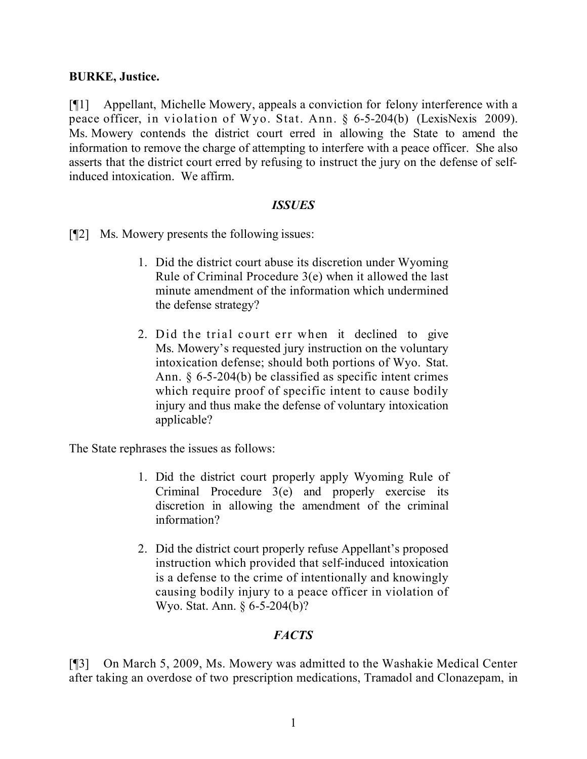**BURKE, Justice.**

[¶1] Appellant, Michelle Mowery, appeals a conviction for felony interference with a peace officer, in violation of Wyo. Stat. Ann. § 6-5-204(b) (LexisNexis 2009). Ms. Mowery contends the district court erred in allowing the State to amend the information to remove the charge of attempting to interfere with a peace officer. She also asserts that the district court erred by refusing to instruct the jury on the defense of self-induced intoxication. We affirm.

## *ISSUES*

[¶2] Ms. Mowery presents the following issues:

> 1. Did the district court abuse its discretion under Wyoming Rule of Criminal Procedure 3(e) when it allowed the last minute amendment of the information which undermined the defense strategy?
>
> 2. Did the trial court err when it declined to give Ms. Mowery's requested jury instruction on the voluntary intoxication defense; should both portions of Wyo. Stat. Ann. § 6-5-204(b) be classified as specific intent crimes which require proof of specific intent to cause bodily injury and thus make the defense of voluntary intoxication applicable?

The State rephrases the issues as follows:

> 1. Did the district court properly apply Wyoming Rule of Criminal Procedure 3(e) and properly exercise its discretion in allowing the amendment of the criminal information?
>
> 2. Did the district court properly refuse Appellant's proposed instruction which provided that self-induced intoxication is a defense to the crime of intentionally and knowingly causing bodily injury to a peace officer in violation of Wyo. Stat. Ann. § 6-5-204(b)?

## *FACTS*

[¶3] On March 5, 2009, Ms. Mowery was admitted to the Washakie Medical Center after taking an overdose of two prescription medications, Tramadol and Clonazepam, in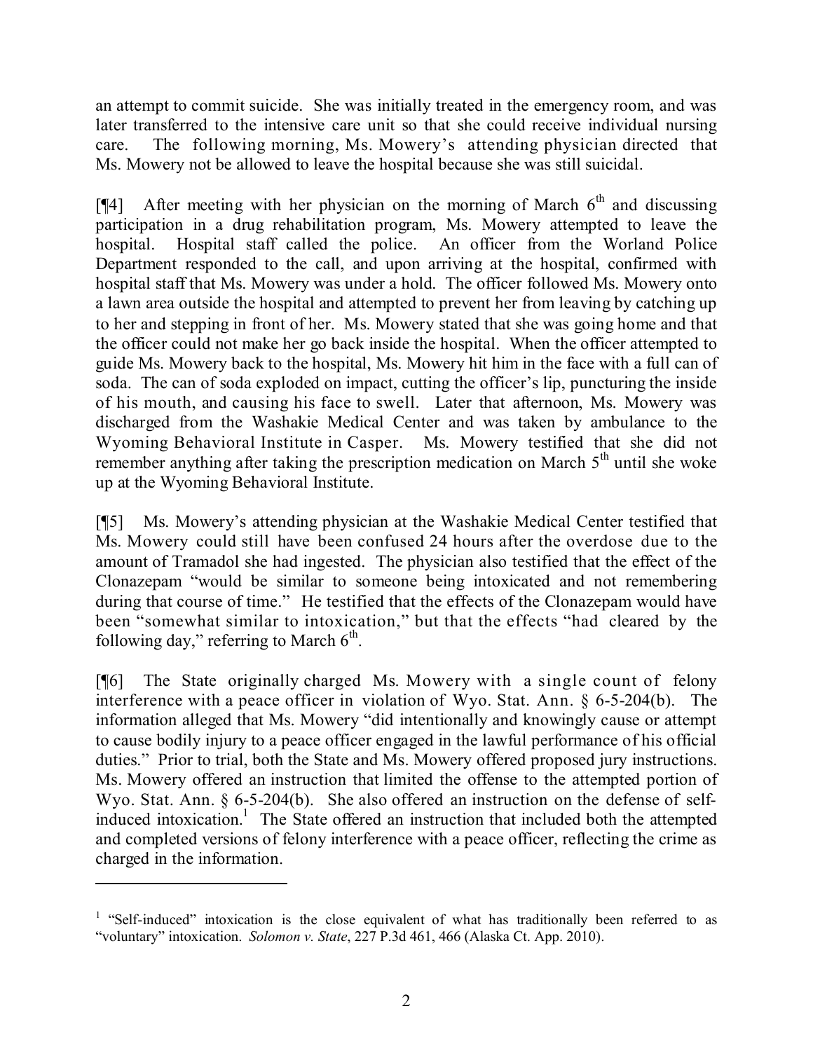an attempt to commit suicide. She was initially treated in the emergency room, and was later transferred to the intensive care unit so that she could receive individual nursing care. The following morning, Ms. Mowery's attending physician directed that Ms. Mowery not be allowed to leave the hospital because she was still suicidal.

[¶4] After meeting with her physician on the morning of March 6th and discussing participation in a drug rehabilitation program, Ms. Mowery attempted to leave the hospital. Hospital staff called the police. An officer from the Worland Police Department responded to the call, and upon arriving at the hospital, confirmed with hospital staff that Ms. Mowery was under a hold. The officer followed Ms. Mowery onto a lawn area outside the hospital and attempted to prevent her from leaving by catching up to her and stepping in front of her. Ms. Mowery stated that she was going home and that the officer could not make her go back inside the hospital. When the officer attempted to guide Ms. Mowery back to the hospital, Ms. Mowery hit him in the face with a full can of soda. The can of soda exploded on impact, cutting the officer's lip, puncturing the inside of his mouth, and causing his face to swell. Later that afternoon, Ms. Mowery was discharged from the Washakie Medical Center and was taken by ambulance to the Wyoming Behavioral Institute in Casper. Ms. Mowery testified that she did not remember anything after taking the prescription medication on March 5th until she woke up at the Wyoming Behavioral Institute.

[¶5] Ms. Mowery's attending physician at the Washakie Medical Center testified that Ms. Mowery could still have been confused 24 hours after the overdose due to the amount of Tramadol she had ingested. The physician also testified that the effect of the Clonazepam "would be similar to someone being intoxicated and not remembering during that course of time." He testified that the effects of the Clonazepam would have been "somewhat similar to intoxication," but that the effects "had cleared by the following day," referring to March 6th.

[¶6] The State originally charged Ms. Mowery with a single count of felony interference with a peace officer in violation of Wyo. Stat. Ann. § 6-5-204(b). The information alleged that Ms. Mowery "did intentionally and knowingly cause or attempt to cause bodily injury to a peace officer engaged in the lawful performance of his official duties." Prior to trial, both the State and Ms. Mowery offered proposed jury instructions. Ms. Mowery offered an instruction that limited the offense to the attempted portion of Wyo. Stat. Ann. § 6-5-204(b). She also offered an instruction on the defense of self-induced intoxication.[1] The State offered an instruction that included both the attempted and completed versions of felony interference with a peace officer, reflecting the crime as charged in the information.

---

[1] "Self-induced" intoxication is the close equivalent of what has traditionally been referred to as "voluntary" intoxication. *Solomon v. State*, 227 P.3d 461, 466 (Alaska Ct. App. 2010).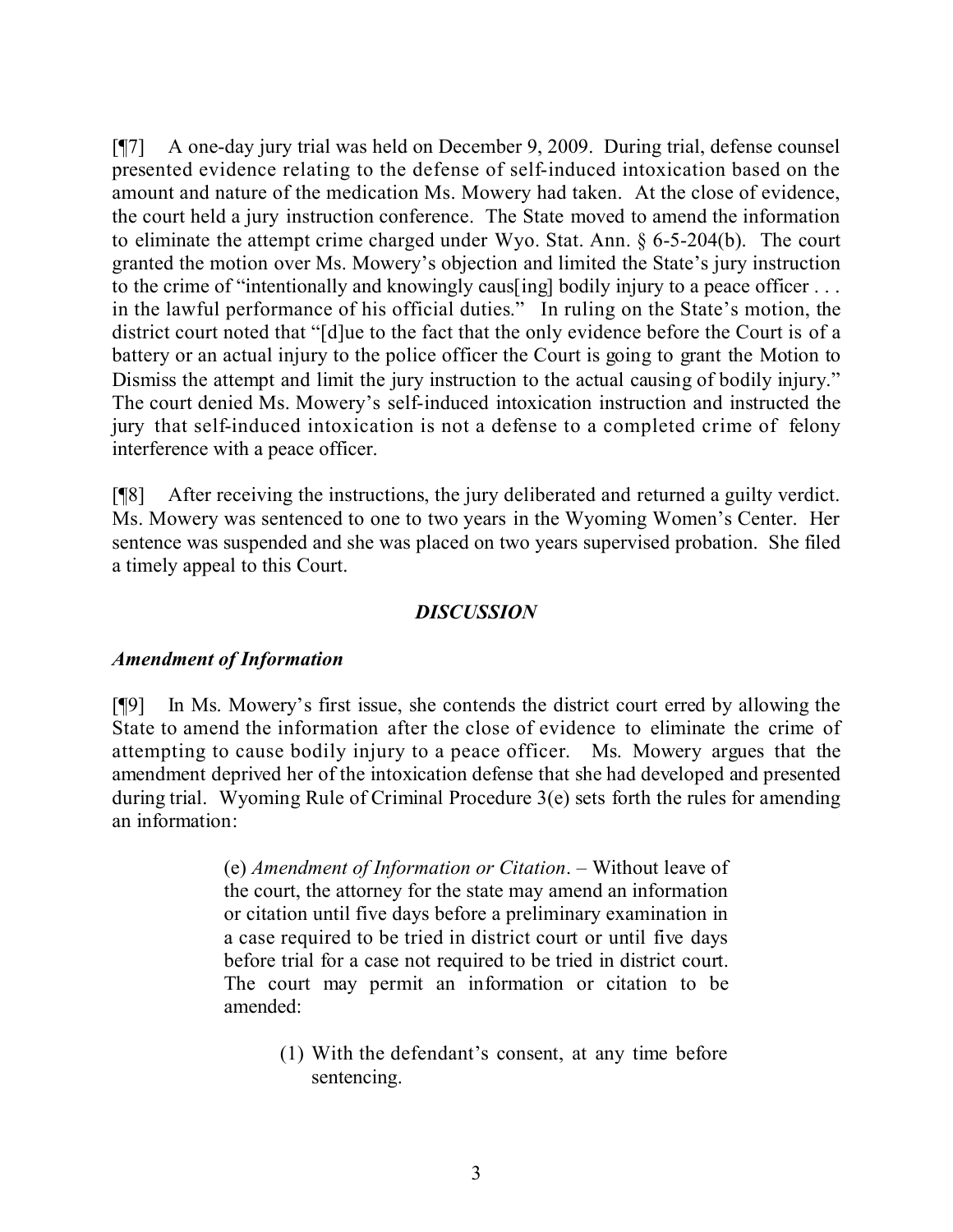[¶7] A one-day jury trial was held on December 9, 2009. During trial, defense counsel presented evidence relating to the defense of self-induced intoxication based on the amount and nature of the medication Ms. Mowery had taken. At the close of evidence, the court held a jury instruction conference. The State moved to amend the information to eliminate the attempt crime charged under Wyo. Stat. Ann. § 6-5-204(b). The court granted the motion over Ms. Mowery's objection and limited the State's jury instruction to the crime of "intentionally and knowingly caus[ing] bodily injury to a peace officer . . . in the lawful performance of his official duties." In ruling on the State's motion, the district court noted that "[d]ue to the fact that the only evidence before the Court is of a battery or an actual injury to the police officer the Court is going to grant the Motion to Dismiss the attempt and limit the jury instruction to the actual causing of bodily injury." The court denied Ms. Mowery's self-induced intoxication instruction and instructed the jury that self-induced intoxication is not a defense to a completed crime of felony interference with a peace officer.

[¶8] After receiving the instructions, the jury deliberated and returned a guilty verdict. Ms. Mowery was sentenced to one to two years in the Wyoming Women's Center. Her sentence was suspended and she was placed on two years supervised probation. She filed a timely appeal to this Court.

## *DISCUSSION*

### *Amendment of Information*

[¶9] In Ms. Mowery's first issue, she contends the district court erred by allowing the State to amend the information after the close of evidence to eliminate the crime of attempting to cause bodily injury to a peace officer. Ms. Mowery argues that the amendment deprived her of the intoxication defense that she had developed and presented during trial. Wyoming Rule of Criminal Procedure 3(e) sets forth the rules for amending an information:

> (e) *Amendment of Information or Citation*. – Without leave of the court, the attorney for the state may amend an information or citation until five days before a preliminary examination in a case required to be tried in district court or until five days before trial for a case not required to be tried in district court. The court may permit an information or citation to be amended:
>
> (1) With the defendant's consent, at any time before sentencing.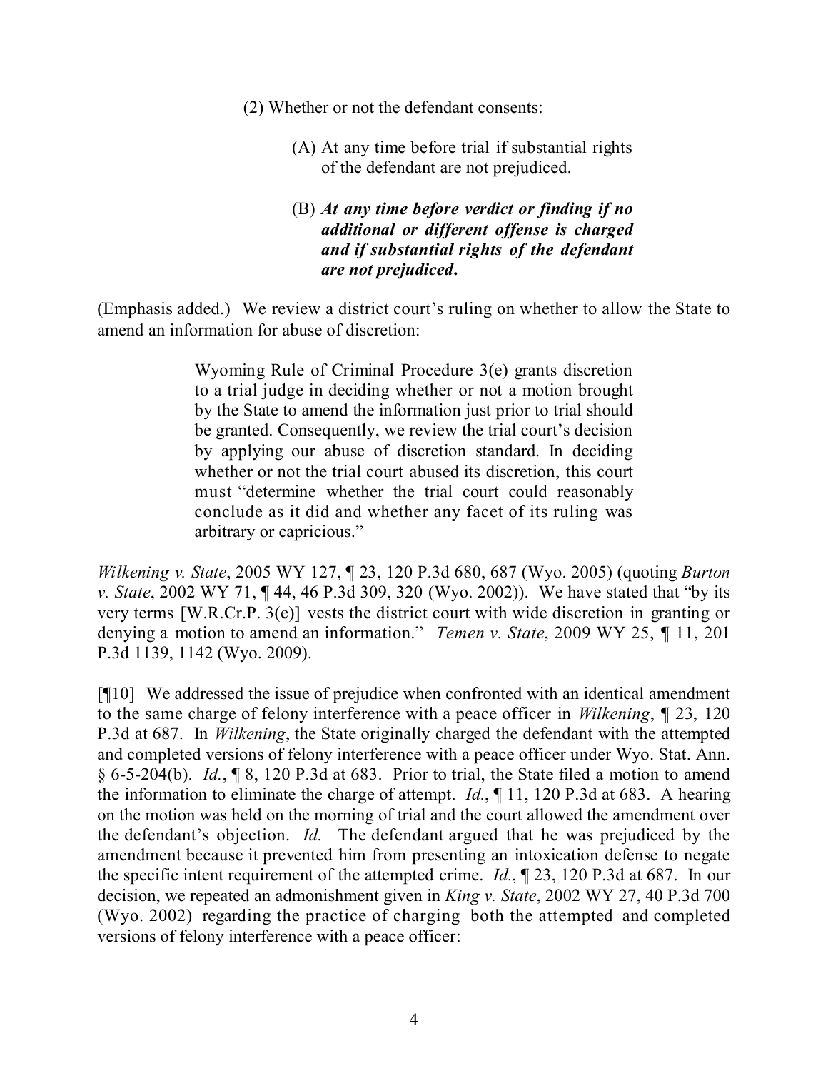(2) Whether or not the defendant consents:

(A) At any time before trial if substantial rights of the defendant are not prejudiced.

(B) ***At any time before verdict or finding if no additional or different offense is charged and if substantial rights of the defendant are not prejudiced*.**

(Emphasis added.) We review a district court's ruling on whether to allow the State to amend an information for abuse of discretion:

> Wyoming Rule of Criminal Procedure 3(e) grants discretion to a trial judge in deciding whether or not a motion brought by the State to amend the information just prior to trial should be granted. Consequently, we review the trial court's decision by applying our abuse of discretion standard. In deciding whether or not the trial court abused its discretion, this court must "determine whether the trial court could reasonably conclude as it did and whether any facet of its ruling was arbitrary or capricious."

*Wilkening v. State*, 2005 WY 127, ¶ 23, 120 P.3d 680, 687 (Wyo. 2005) (quoting *Burton v. State*, 2002 WY 71, ¶ 44, 46 P.3d 309, 320 (Wyo. 2002)). We have stated that "by its very terms [W.R.Cr.P. 3(e)] vests the district court with wide discretion in granting or denying a motion to amend an information." *Temen v. State*, 2009 WY 25, ¶ 11, 201 P.3d 1139, 1142 (Wyo. 2009).

[¶10] We addressed the issue of prejudice when confronted with an identical amendment to the same charge of felony interference with a peace officer in *Wilkening*, ¶ 23, 120 P.3d at 687. In *Wilkening*, the State originally charged the defendant with the attempted and completed versions of felony interference with a peace officer under Wyo. Stat. Ann. § 6-5-204(b). *Id.*, ¶ 8, 120 P.3d at 683. Prior to trial, the State filed a motion to amend the information to eliminate the charge of attempt. *Id.*, ¶ 11, 120 P.3d at 683. A hearing on the motion was held on the morning of trial and the court allowed the amendment over the defendant's objection. *Id.* The defendant argued that he was prejudiced by the amendment because it prevented him from presenting an intoxication defense to negate the specific intent requirement of the attempted crime. *Id.*, ¶ 23, 120 P.3d at 687. In our decision, we repeated an admonishment given in *King v. State*, 2002 WY 27, 40 P.3d 700 (Wyo. 2002) regarding the practice of charging both the attempted and completed versions of felony interference with a peace officer: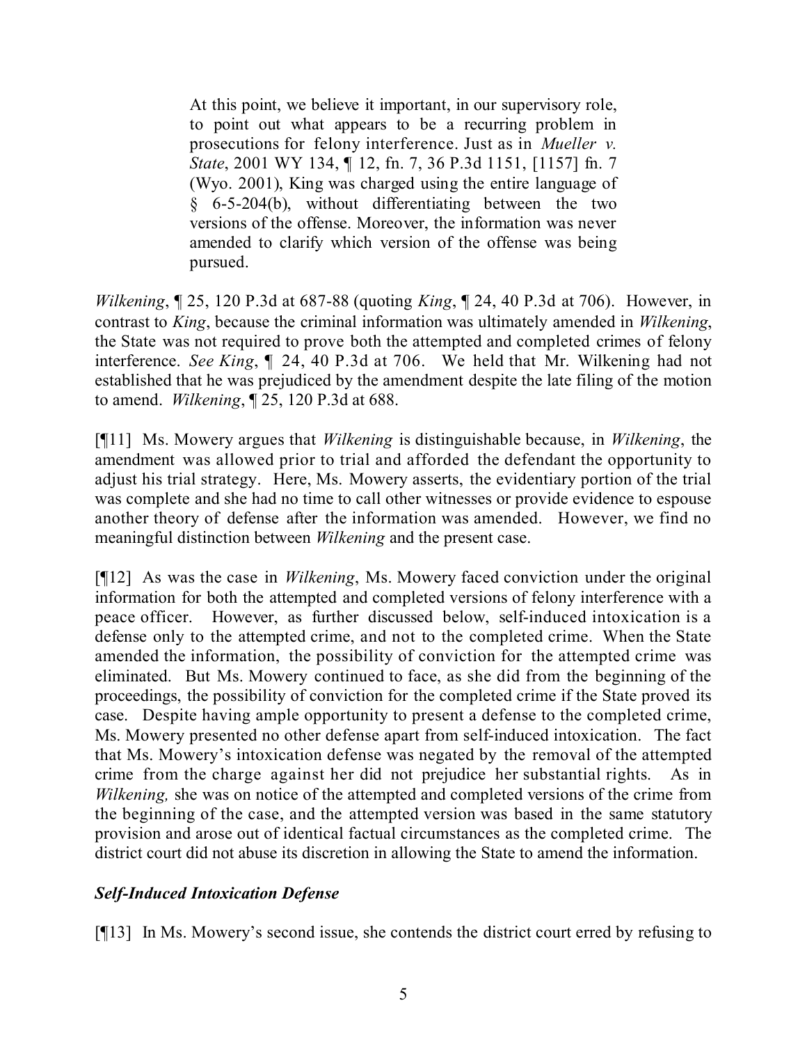> At this point, we believe it important, in our supervisory role, to point out what appears to be a recurring problem in prosecutions for felony interference. Just as in *Mueller v. State*, 2001 WY 134, ¶ 12, fn. 7, 36 P.3d 1151, [1157] fn. 7 (Wyo. 2001), King was charged using the entire language of § 6-5-204(b), without differentiating between the two versions of the offense. Moreover, the information was never amended to clarify which version of the offense was being pursued.

*Wilkening*, ¶ 25, 120 P.3d at 687-88 (quoting *King*, ¶ 24, 40 P.3d at 706). However, in contrast to *King*, because the criminal information was ultimately amended in *Wilkening*, the State was not required to prove both the attempted and completed crimes of felony interference. *See King*, ¶ 24, 40 P.3d at 706. We held that Mr. Wilkening had not established that he was prejudiced by the amendment despite the late filing of the motion to amend. *Wilkening*, ¶ 25, 120 P.3d at 688.

[¶11] Ms. Mowery argues that *Wilkening* is distinguishable because, in *Wilkening*, the amendment was allowed prior to trial and afforded the defendant the opportunity to adjust his trial strategy. Here, Ms. Mowery asserts, the evidentiary portion of the trial was complete and she had no time to call other witnesses or provide evidence to espouse another theory of defense after the information was amended. However, we find no meaningful distinction between *Wilkening* and the present case.

[¶12] As was the case in *Wilkening*, Ms. Mowery faced conviction under the original information for both the attempted and completed versions of felony interference with a peace officer. However, as further discussed below, self-induced intoxication is a defense only to the attempted crime, and not to the completed crime. When the State amended the information, the possibility of conviction for the attempted crime was eliminated. But Ms. Mowery continued to face, as she did from the beginning of the proceedings, the possibility of conviction for the completed crime if the State proved its case. Despite having ample opportunity to present a defense to the completed crime, Ms. Mowery presented no other defense apart from self-induced intoxication. The fact that Ms. Mowery's intoxication defense was negated by the removal of the attempted crime from the charge against her did not prejudice her substantial rights. As in *Wilkening,* she was on notice of the attempted and completed versions of the crime from the beginning of the case, and the attempted version was based in the same statutory provision and arose out of identical factual circumstances as the completed crime. The district court did not abuse its discretion in allowing the State to amend the information.

### *Self-Induced Intoxication Defense*

[¶13] In Ms. Mowery's second issue, she contends the district court erred by refusing to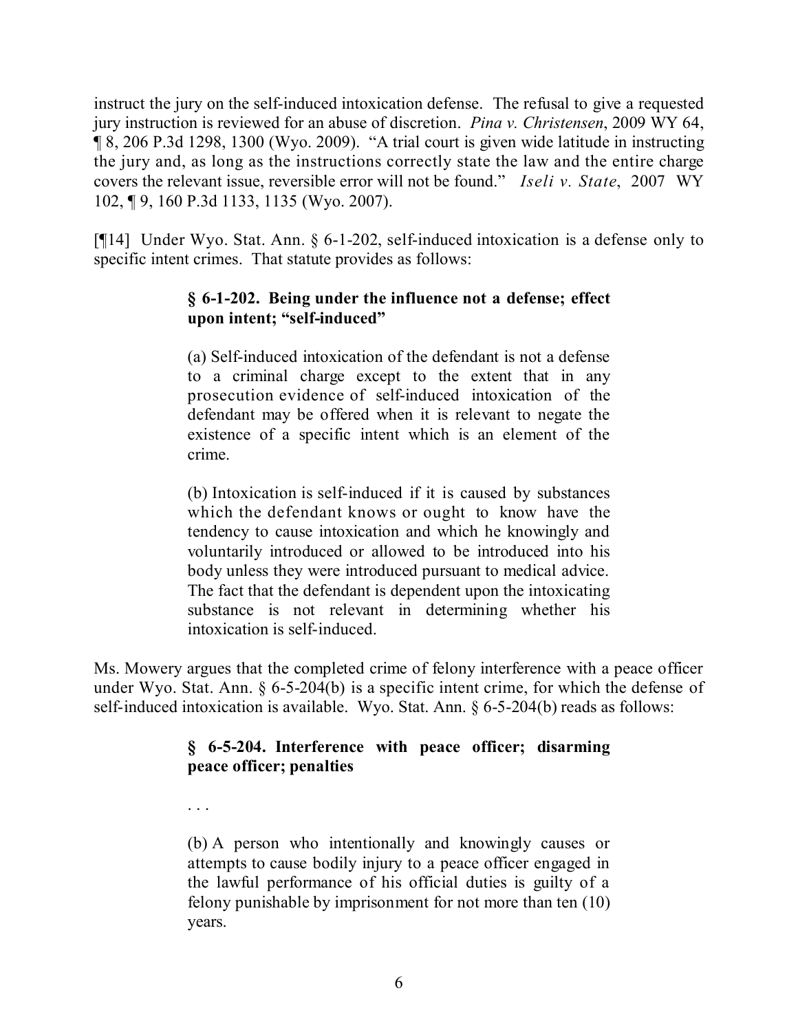instruct the jury on the self-induced intoxication defense. The refusal to give a requested jury instruction is reviewed for an abuse of discretion. *Pina v. Christensen*, 2009 WY 64, ¶ 8, 206 P.3d 1298, 1300 (Wyo. 2009). "A trial court is given wide latitude in instructing the jury and, as long as the instructions correctly state the law and the entire charge covers the relevant issue, reversible error will not be found." *Iseli v. State*, 2007 WY 102, ¶ 9, 160 P.3d 1133, 1135 (Wyo. 2007).

[¶14] Under Wyo. Stat. Ann. § 6-1-202, self-induced intoxication is a defense only to specific intent crimes. That statute provides as follows:

> **§ 6-1-202. Being under the influence not a defense; effect upon intent; "self-induced"**
>
> (a) Self-induced intoxication of the defendant is not a defense to a criminal charge except to the extent that in any prosecution evidence of self-induced intoxication of the defendant may be offered when it is relevant to negate the existence of a specific intent which is an element of the crime.
>
> (b) Intoxication is self-induced if it is caused by substances which the defendant knows or ought to know have the tendency to cause intoxication and which he knowingly and voluntarily introduced or allowed to be introduced into his body unless they were introduced pursuant to medical advice. The fact that the defendant is dependent upon the intoxicating substance is not relevant in determining whether his intoxication is self-induced.

Ms. Mowery argues that the completed crime of felony interference with a peace officer under Wyo. Stat. Ann. § 6-5-204(b) is a specific intent crime, for which the defense of self-induced intoxication is available. Wyo. Stat. Ann. § 6-5-204(b) reads as follows:

> **§ 6-5-204. Interference with peace officer; disarming peace officer; penalties**
>
> . . .
>
> (b) A person who intentionally and knowingly causes or attempts to cause bodily injury to a peace officer engaged in the lawful performance of his official duties is guilty of a felony punishable by imprisonment for not more than ten (10) years.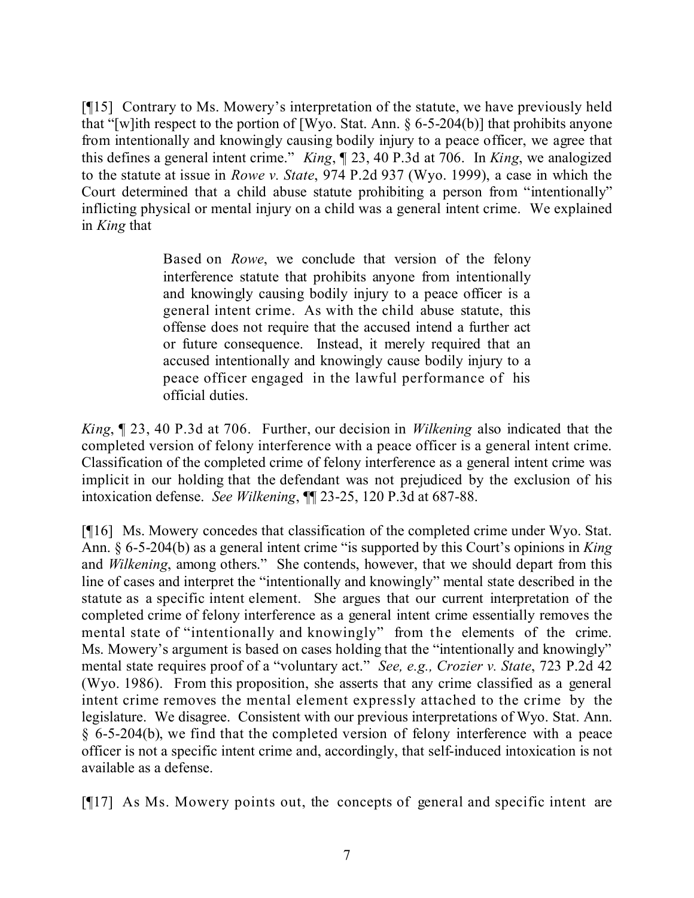[¶15] Contrary to Ms. Mowery's interpretation of the statute, we have previously held that "[w]ith respect to the portion of [Wyo. Stat. Ann. § 6-5-204(b)] that prohibits anyone from intentionally and knowingly causing bodily injury to a peace officer, we agree that this defines a general intent crime." *King*, ¶ 23, 40 P.3d at 706. In *King*, we analogized to the statute at issue in *Rowe v. State*, 974 P.2d 937 (Wyo. 1999), a case in which the Court determined that a child abuse statute prohibiting a person from "intentionally" inflicting physical or mental injury on a child was a general intent crime. We explained in *King* that

> Based on *Rowe*, we conclude that version of the felony interference statute that prohibits anyone from intentionally and knowingly causing bodily injury to a peace officer is a general intent crime. As with the child abuse statute, this offense does not require that the accused intend a further act or future consequence. Instead, it merely required that an accused intentionally and knowingly cause bodily injury to a peace officer engaged in the lawful performance of his official duties.

*King*, ¶ 23, 40 P.3d at 706. Further, our decision in *Wilkening* also indicated that the completed version of felony interference with a peace officer is a general intent crime. Classification of the completed crime of felony interference as a general intent crime was implicit in our holding that the defendant was not prejudiced by the exclusion of his intoxication defense. *See Wilkening*, ¶¶ 23-25, 120 P.3d at 687-88.

[¶16] Ms. Mowery concedes that classification of the completed crime under Wyo. Stat. Ann. § 6-5-204(b) as a general intent crime "is supported by this Court's opinions in *King* and *Wilkening*, among others." She contends, however, that we should depart from this line of cases and interpret the "intentionally and knowingly" mental state described in the statute as a specific intent element. She argues that our current interpretation of the completed crime of felony interference as a general intent crime essentially removes the mental state of "intentionally and knowingly" from the elements of the crime. Ms. Mowery's argument is based on cases holding that the "intentionally and knowingly" mental state requires proof of a "voluntary act." *See, e.g., Crozier v. State*, 723 P.2d 42 (Wyo. 1986). From this proposition, she asserts that any crime classified as a general intent crime removes the mental element expressly attached to the crime by the legislature. We disagree. Consistent with our previous interpretations of Wyo. Stat. Ann. § 6-5-204(b), we find that the completed version of felony interference with a peace officer is not a specific intent crime and, accordingly, that self-induced intoxication is not available as a defense.

[¶17] As Ms. Mowery points out, the concepts of general and specific intent are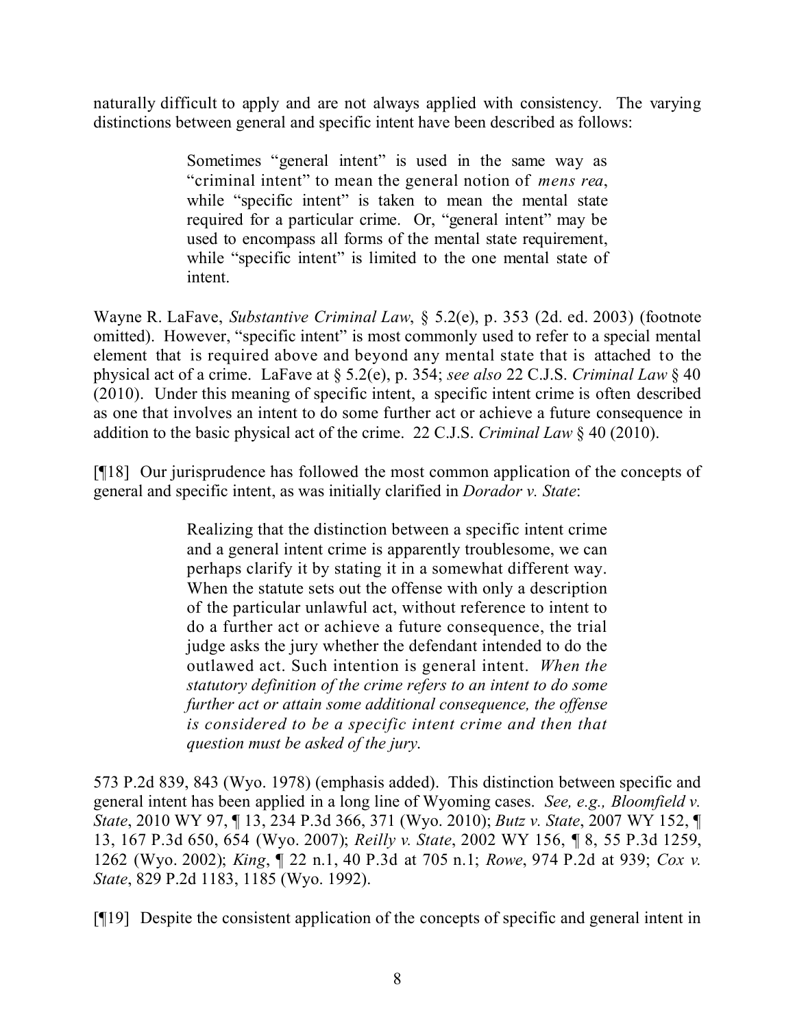naturally difficult to apply and are not always applied with consistency. The varying distinctions between general and specific intent have been described as follows:

> Sometimes "general intent" is used in the same way as "criminal intent" to mean the general notion of *mens rea*, while "specific intent" is taken to mean the mental state required for a particular crime. Or, "general intent" may be used to encompass all forms of the mental state requirement, while "specific intent" is limited to the one mental state of intent.

Wayne R. LaFave, *Substantive Criminal Law*, § 5.2(e), p. 353 (2d. ed. 2003) (footnote omitted). However, "specific intent" is most commonly used to refer to a special mental element that is required above and beyond any mental state that is attached to the physical act of a crime. LaFave at § 5.2(e), p. 354; *see also* 22 C.J.S. *Criminal Law* § 40 (2010). Under this meaning of specific intent, a specific intent crime is often described as one that involves an intent to do some further act or achieve a future consequence in addition to the basic physical act of the crime. 22 C.J.S. *Criminal Law* § 40 (2010).

[¶18] Our jurisprudence has followed the most common application of the concepts of general and specific intent, as was initially clarified in *Dorador v. State*:

> Realizing that the distinction between a specific intent crime and a general intent crime is apparently troublesome, we can perhaps clarify it by stating it in a somewhat different way. When the statute sets out the offense with only a description of the particular unlawful act, without reference to intent to do a further act or achieve a future consequence, the trial judge asks the jury whether the defendant intended to do the outlawed act. Such intention is general intent. *When the statutory definition of the crime refers to an intent to do some further act or attain some additional consequence, the offense is considered to be a specific intent crime and then that question must be asked of the jury.*

573 P.2d 839, 843 (Wyo. 1978) (emphasis added). This distinction between specific and general intent has been applied in a long line of Wyoming cases. *See, e.g., Bloomfield v. State*, 2010 WY 97, ¶ 13, 234 P.3d 366, 371 (Wyo. 2010); *Butz v. State*, 2007 WY 152, ¶ 13, 167 P.3d 650, 654 (Wyo. 2007); *Reilly v. State*, 2002 WY 156, ¶ 8, 55 P.3d 1259, 1262 (Wyo. 2002); *King*, ¶ 22 n.1, 40 P.3d at 705 n.1; *Rowe*, 974 P.2d at 939; *Cox v. State*, 829 P.2d 1183, 1185 (Wyo. 1992).

[¶19] Despite the consistent application of the concepts of specific and general intent in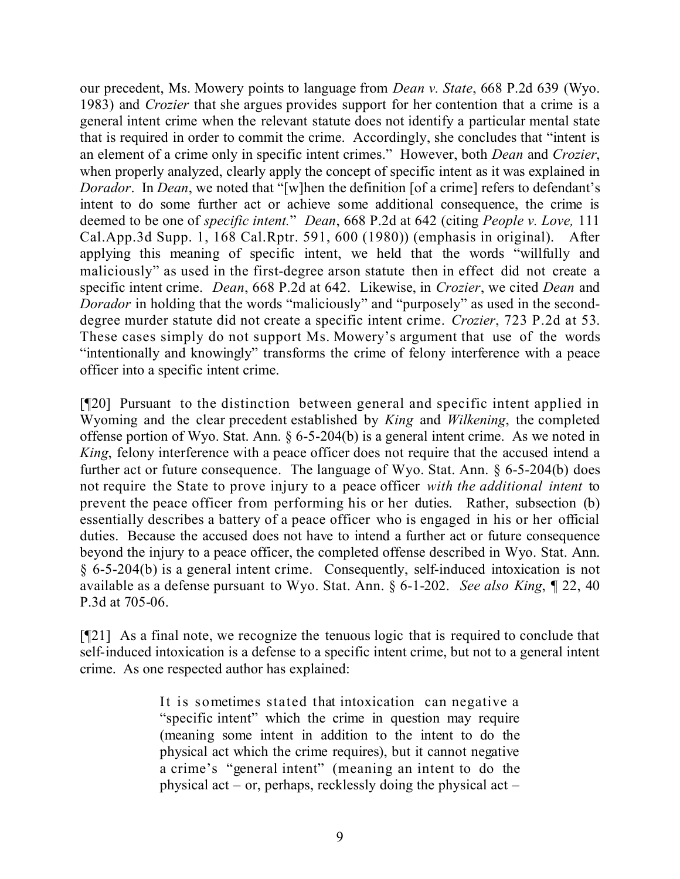our precedent, Ms. Mowery points to language from *Dean v. State*, 668 P.2d 639 (Wyo. 1983) and *Crozier* that she argues provides support for her contention that a crime is a general intent crime when the relevant statute does not identify a particular mental state that is required in order to commit the crime. Accordingly, she concludes that "intent is an element of a crime only in specific intent crimes." However, both *Dean* and *Crozier*, when properly analyzed, clearly apply the concept of specific intent as it was explained in *Dorador*. In *Dean*, we noted that "[w]hen the definition [of a crime] refers to defendant's intent to do some further act or achieve some additional consequence, the crime is deemed to be one of *specific intent.*" *Dean*, 668 P.2d at 642 (citing *People v. Love,* 111 Cal.App.3d Supp. 1, 168 Cal.Rptr. 591, 600 (1980)) (emphasis in original). After applying this meaning of specific intent, we held that the words "willfully and maliciously" as used in the first-degree arson statute then in effect did not create a specific intent crime. *Dean*, 668 P.2d at 642. Likewise, in *Crozier*, we cited *Dean* and *Dorador* in holding that the words "maliciously" and "purposely" as used in the second-degree murder statute did not create a specific intent crime. *Crozier*, 723 P.2d at 53. These cases simply do not support Ms. Mowery's argument that use of the words "intentionally and knowingly" transforms the crime of felony interference with a peace officer into a specific intent crime.

[¶20] Pursuant to the distinction between general and specific intent applied in Wyoming and the clear precedent established by *King* and *Wilkening*, the completed offense portion of Wyo. Stat. Ann. § 6-5-204(b) is a general intent crime. As we noted in *King*, felony interference with a peace officer does not require that the accused intend a further act or future consequence. The language of Wyo. Stat. Ann. § 6-5-204(b) does not require the State to prove injury to a peace officer *with the additional intent* to prevent the peace officer from performing his or her duties. Rather, subsection (b) essentially describes a battery of a peace officer who is engaged in his or her official duties. Because the accused does not have to intend a further act or future consequence beyond the injury to a peace officer, the completed offense described in Wyo. Stat. Ann. § 6-5-204(b) is a general intent crime. Consequently, self-induced intoxication is not available as a defense pursuant to Wyo. Stat. Ann. § 6-1-202. *See also King*, ¶ 22, 40 P.3d at 705-06.

[¶21] As a final note, we recognize the tenuous logic that is required to conclude that self-induced intoxication is a defense to a specific intent crime, but not to a general intent crime. As one respected author has explained:

> It is sometimes stated that intoxication can negative a "specific intent" which the crime in question may require (meaning some intent in addition to the intent to do the physical act which the crime requires), but it cannot negative a crime's "general intent" (meaning an intent to do the physical act – or, perhaps, recklessly doing the physical act –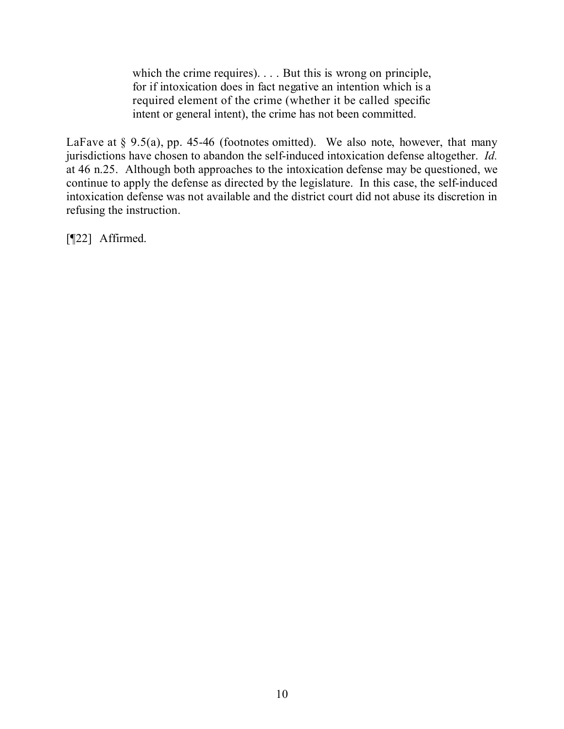> which the crime requires). . . . But this is wrong on principle, for if intoxication does in fact negative an intention which is a required element of the crime (whether it be called specific intent or general intent), the crime has not been committed.

LaFave at § 9.5(a), pp. 45-46 (footnotes omitted). We also note, however, that many jurisdictions have chosen to abandon the self-induced intoxication defense altogether. *Id.* at 46 n.25. Although both approaches to the intoxication defense may be questioned, we continue to apply the defense as directed by the legislature. In this case, the self-induced intoxication defense was not available and the district court did not abuse its discretion in refusing the instruction.

[¶22] Affirmed.